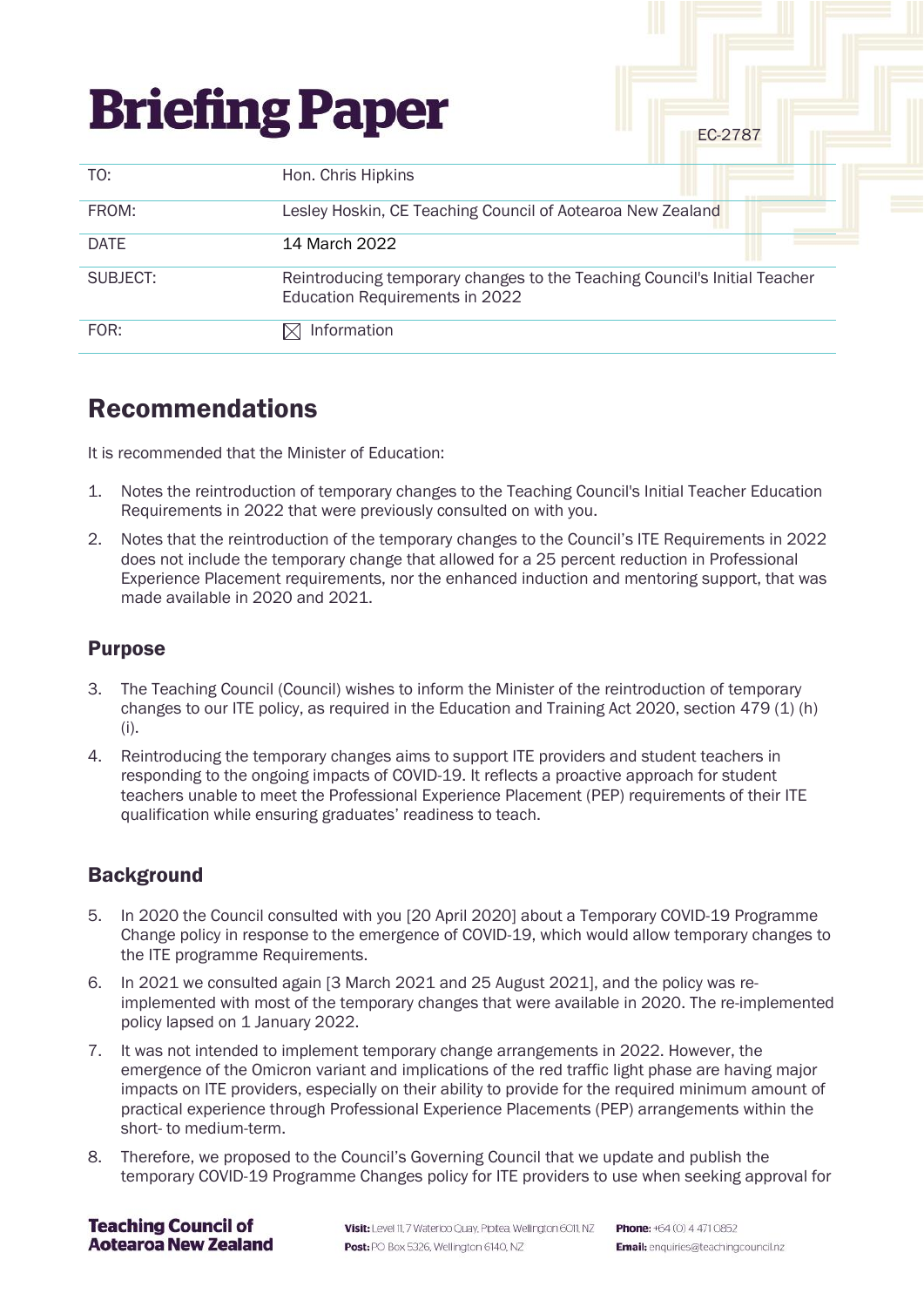# Briefing Paper

EC-2787

| TO: | Hon. Chris Hipkins |
|---|---|
| FROM: | Lesley Hoskin, CE Teaching Council of Aotearoa New Zealand |
| DATE | 14 March 2022 |
| SUBJECT: | Reintroducing temporary changes to the Teaching Council's Initial Teacher Education Requirements in 2022 |
| FOR: | ☒ Information |

## Recommendations

It is recommended that the Minister of Education:

1. Notes the reintroduction of temporary changes to the Teaching Council's Initial Teacher Education Requirements in 2022 that were previously consulted on with you.
2. Notes that the reintroduction of the temporary changes to the Council's ITE Requirements in 2022 does not include the temporary change that allowed for a 25 percent reduction in Professional Experience Placement requirements, nor the enhanced induction and mentoring support, that was made available in 2020 and 2021.

### Purpose

3. The Teaching Council (Council) wishes to inform the Minister of the reintroduction of temporary changes to our ITE policy, as required in the Education and Training Act 2020, section 479 (1) (h) (i).
4. Reintroducing the temporary changes aims to support ITE providers and student teachers in responding to the ongoing impacts of COVID-19. It reflects a proactive approach for student teachers unable to meet the Professional Experience Placement (PEP) requirements of their ITE qualification while ensuring graduates' readiness to teach.

### Background

5. In 2020 the Council consulted with you [20 April 2020] about a Temporary COVID-19 Programme Change policy in response to the emergence of COVID-19, which would allow temporary changes to the ITE programme Requirements.
6. In 2021 we consulted again [3 March 2021 and 25 August 2021], and the policy was re-implemented with most of the temporary changes that were available in 2020. The re-implemented policy lapsed on 1 January 2022.
7. It was not intended to implement temporary change arrangements in 2022. However, the emergence of the Omicron variant and implications of the red traffic light phase are having major impacts on ITE providers, especially on their ability to provide for the required minimum amount of practical experience through Professional Experience Placements (PEP) arrangements within the short- to medium-term.
8. Therefore, we proposed to the Council's Governing Council that we update and publish the temporary COVID-19 Programme Changes policy for ITE providers to use when seeking approval for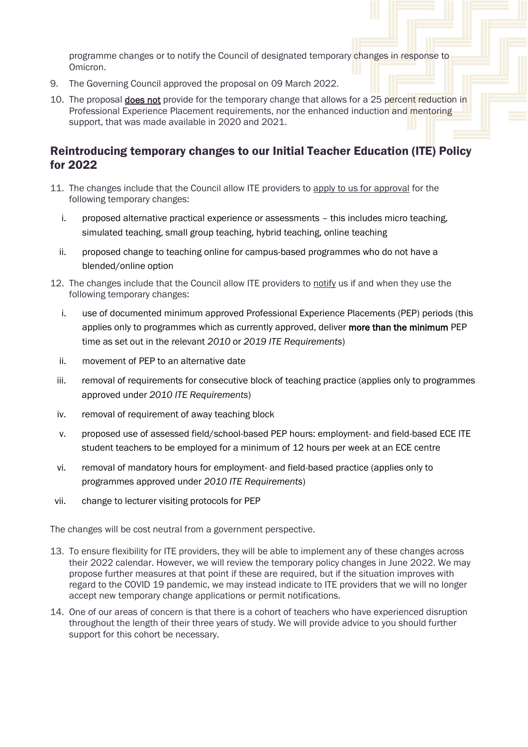programme changes or to notify the Council of designated temporary changes in response to Omicron.

9. The Governing Council approved the proposal on 09 March 2022.
10. The proposal **does not** provide for the temporary change that allows for a 25 percent reduction in Professional Experience Placement requirements, nor the enhanced induction and mentoring support, that was made available in 2020 and 2021.

## Reintroducing temporary changes to our Initial Teacher Education (ITE) Policy for 2022

11. The changes include that the Council allow ITE providers to apply to us for approval for the following temporary changes:
    i. proposed alternative practical experience or assessments – this includes micro teaching, simulated teaching, small group teaching, hybrid teaching, online teaching
    ii. proposed change to teaching online for campus-based programmes who do not have a blended/online option
12. The changes include that the Council allow ITE providers to notify us if and when they use the following temporary changes:
    i. use of documented minimum approved Professional Experience Placements (PEP) periods (this applies only to programmes which as currently approved, deliver **more than the minimum** PEP time as set out in the relevant *2010* or *2019 ITE Requirements*)
    ii. movement of PEP to an alternative date
    iii. removal of requirements for consecutive block of teaching practice (applies only to programmes approved under *2010 ITE Requirements*)
    iv. removal of requirement of away teaching block
    v. proposed use of assessed field/school-based PEP hours: employment- and field-based ECE ITE student teachers to be employed for a minimum of 12 hours per week at an ECE centre
    vi. removal of mandatory hours for employment- and field-based practice (applies only to programmes approved under *2010 ITE Requirements*)
    vii. change to lecturer visiting protocols for PEP

The changes will be cost neutral from a government perspective.

13. To ensure flexibility for ITE providers, they will be able to implement any of these changes across their 2022 calendar. However, we will review the temporary policy changes in June 2022. We may propose further measures at that point if these are required, but if the situation improves with regard to the COVID 19 pandemic, we may instead indicate to ITE providers that we will no longer accept new temporary change applications or permit notifications.
14. One of our areas of concern is that there is a cohort of teachers who have experienced disruption throughout the length of their three years of study. We will provide advice to you should further support for this cohort be necessary.